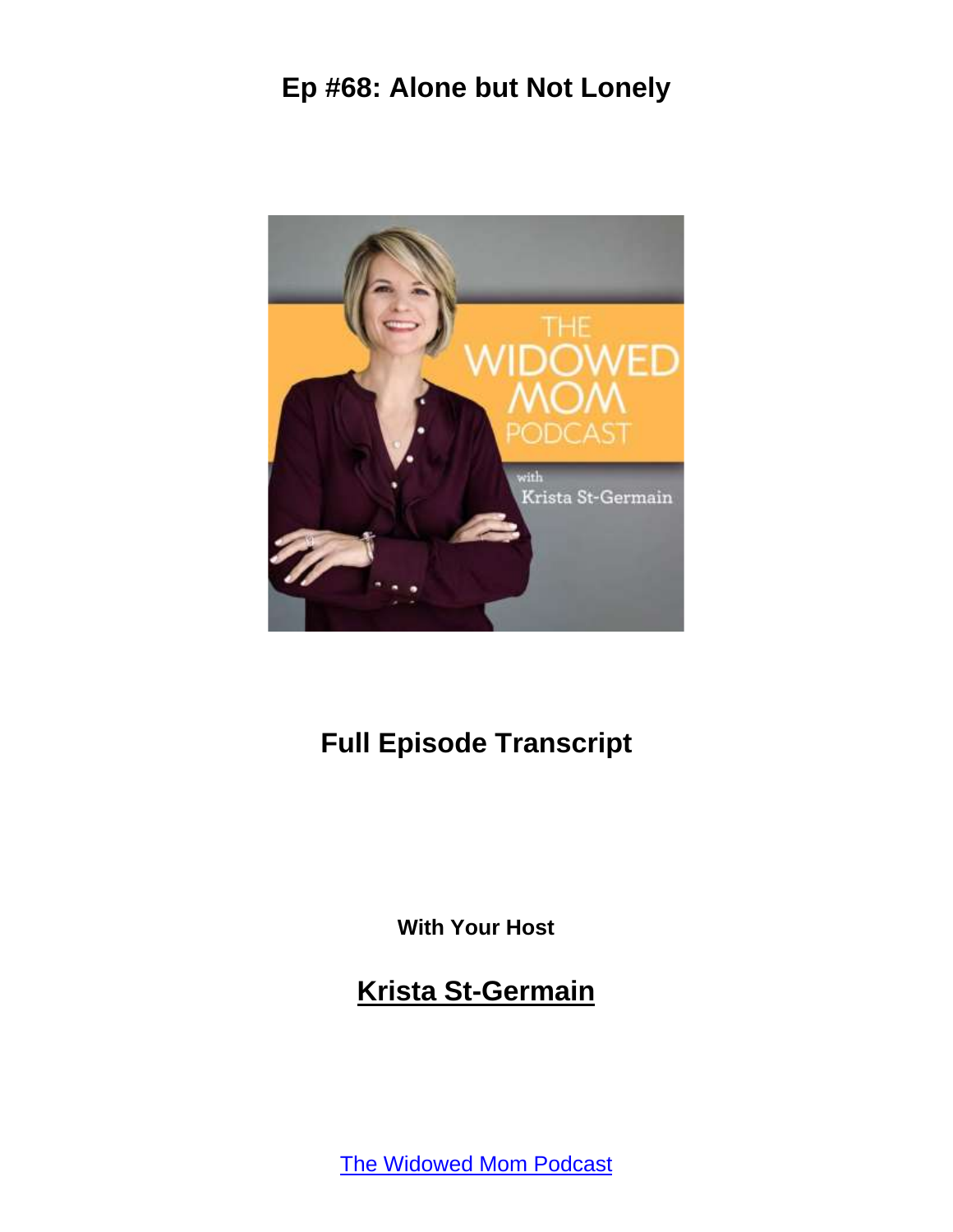# Ep #68: Alone but Not Lonely

## Full Episode Transcript

**With Your Host**

## Krista St-Germain

The Widowed Mom Podcast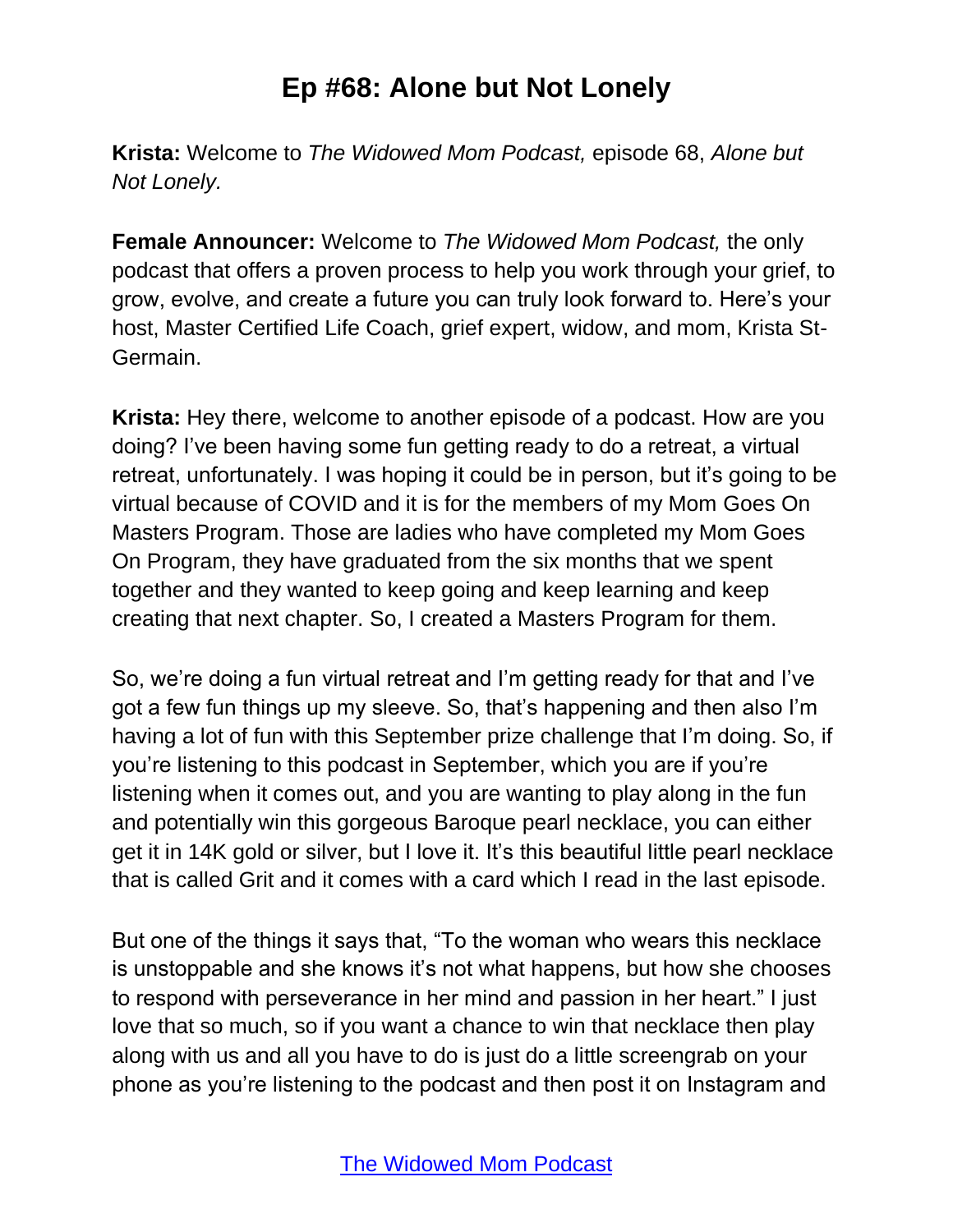# Ep #68: Alone but Not Lonely

**Krista:** Welcome to *The Widowed Mom Podcast,* episode 68, *Alone but Not Lonely.*

**Female Announcer:** Welcome to *The Widowed Mom Podcast,* the only podcast that offers a proven process to help you work through your grief, to grow, evolve, and create a future you can truly look forward to. Here's your host, Master Certified Life Coach, grief expert, widow, and mom, Krista St-Germain.

**Krista:** Hey there, welcome to another episode of a podcast. How are you doing? I've been having some fun getting ready to do a retreat, a virtual retreat, unfortunately. I was hoping it could be in person, but it's going to be virtual because of COVID and it is for the members of my Mom Goes On Masters Program. Those are ladies who have completed my Mom Goes On Program, they have graduated from the six months that we spent together and they wanted to keep going and keep learning and keep creating that next chapter. So, I created a Masters Program for them.

So, we're doing a fun virtual retreat and I'm getting ready for that and I've got a few fun things up my sleeve. So, that's happening and then also I'm having a lot of fun with this September prize challenge that I'm doing. So, if you're listening to this podcast in September, which you are if you're listening when it comes out, and you are wanting to play along in the fun and potentially win this gorgeous Baroque pearl necklace, you can either get it in 14K gold or silver, but I love it. It's this beautiful little pearl necklace that is called Grit and it comes with a card which I read in the last episode.

But one of the things it says that, "To the woman who wears this necklace is unstoppable and she knows it's not what happens, but how she chooses to respond with perseverance in her mind and passion in her heart." I just love that so much, so if you want a chance to win that necklace then play along with us and all you have to do is just do a little screengrab on your phone as you're listening to the podcast and then post it on Instagram and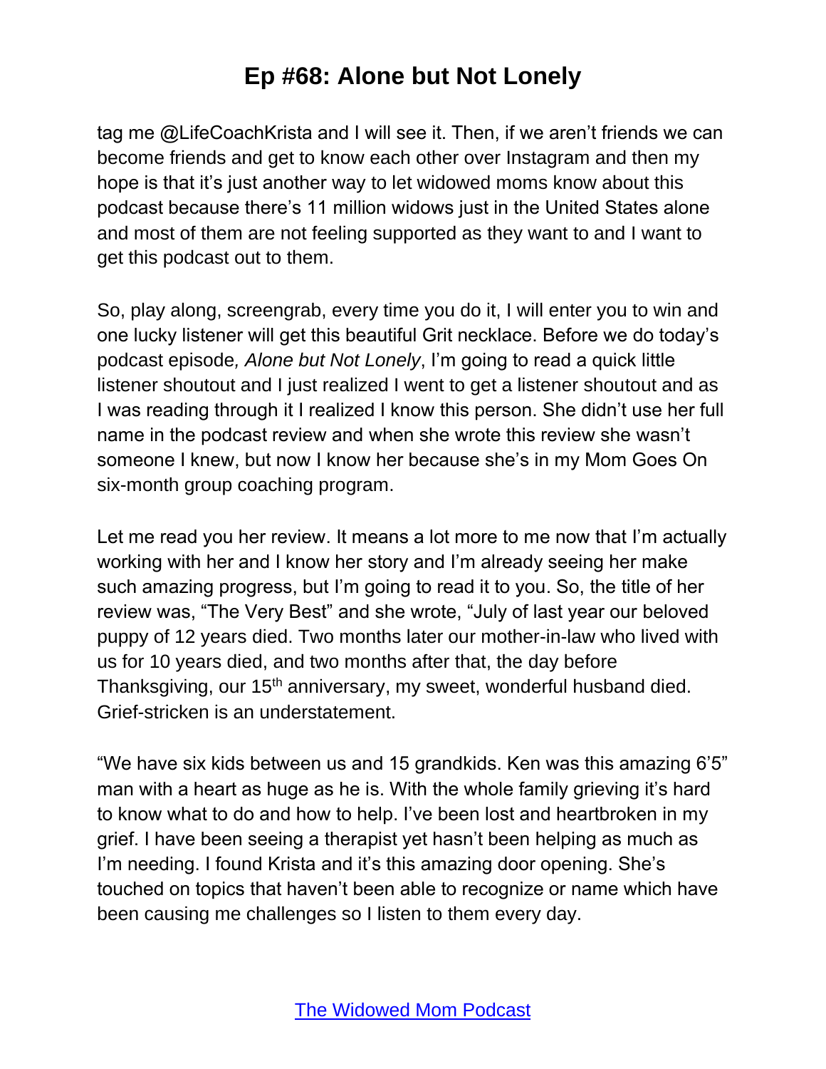tag me @LifeCoachKrista and I will see it. Then, if we aren't friends we can become friends and get to know each other over Instagram and then my hope is that it's just another way to let widowed moms know about this podcast because there's 11 million widows just in the United States alone and most of them are not feeling supported as they want to and I want to get this podcast out to them.

So, play along, screengrab, every time you do it, I will enter you to win and one lucky listener will get this beautiful Grit necklace. Before we do today's podcast episode, *Alone but Not Lonely*, I'm going to read a quick little listener shoutout and I just realized I went to get a listener shoutout and as I was reading through it I realized I know this person. She didn't use her full name in the podcast review and when she wrote this review she wasn't someone I knew, but now I know her because she's in my Mom Goes On six-month group coaching program.

Let me read you her review. It means a lot more to me now that I'm actually working with her and I know her story and I'm already seeing her make such amazing progress, but I'm going to read it to you. So, the title of her review was, "The Very Best" and she wrote, "July of last year our beloved puppy of 12 years died. Two months later our mother-in-law who lived with us for 10 years died, and two months after that, the day before Thanksgiving, our 15th anniversary, my sweet, wonderful husband died. Grief-stricken is an understatement.

"We have six kids between us and 15 grandkids. Ken was this amazing 6'5" man with a heart as huge as he is. With the whole family grieving it's hard to know what to do and how to help. I've been lost and heartbroken in my grief. I have been seeing a therapist yet hasn't been helping as much as I'm needing. I found Krista and it's this amazing door opening. She's touched on topics that haven't been able to recognize or name which have been causing me challenges so I listen to them every day.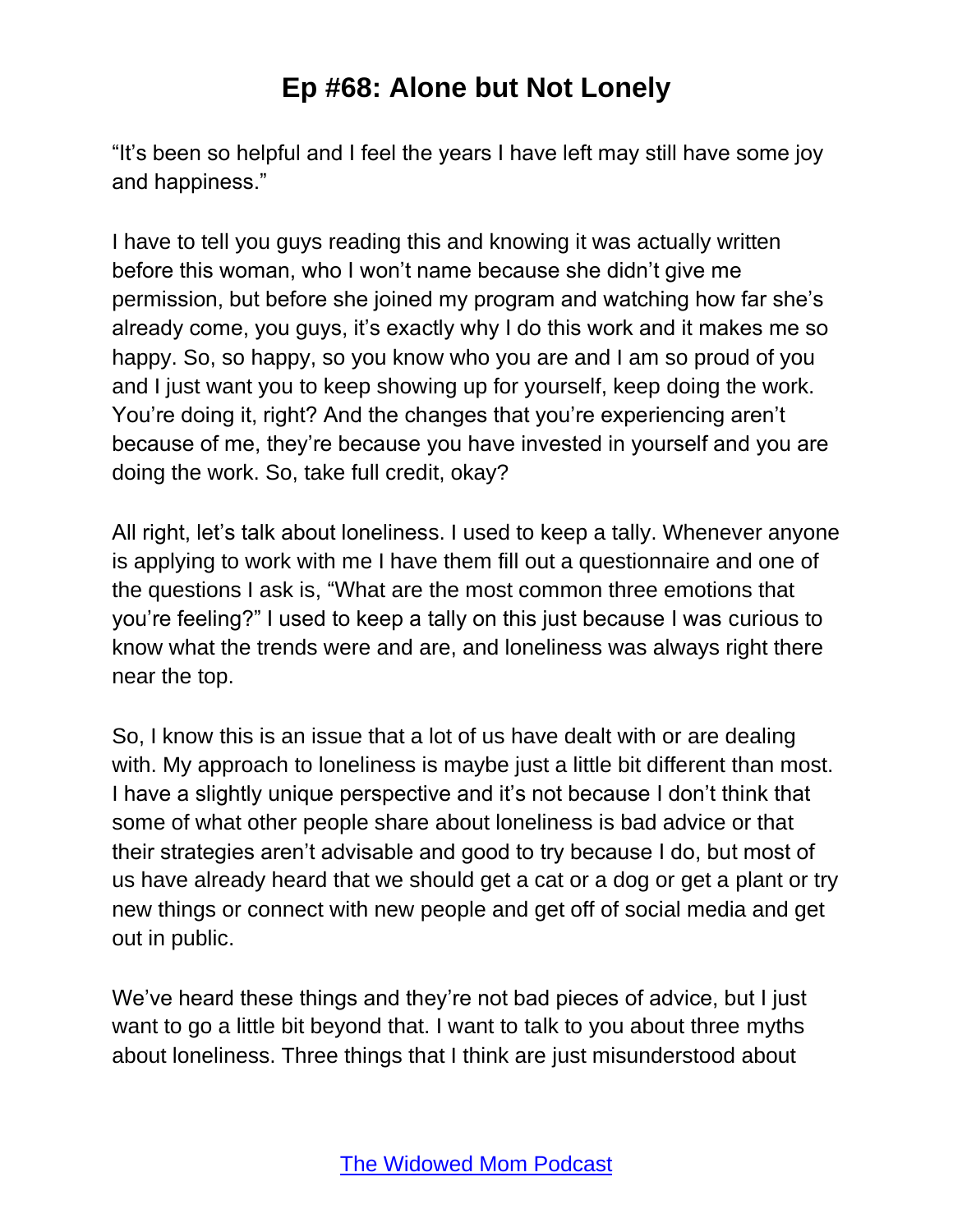“It’s been so helpful and I feel the years I have left may still have some joy and happiness.”

I have to tell you guys reading this and knowing it was actually written before this woman, who I won’t name because she didn’t give me permission, but before she joined my program and watching how far she’s already come, you guys, it’s exactly why I do this work and it makes me so happy. So, so happy, so you know who you are and I am so proud of you and I just want you to keep showing up for yourself, keep doing the work. You’re doing it, right? And the changes that you’re experiencing aren’t because of me, they’re because you have invested in yourself and you are doing the work. So, take full credit, okay?

All right, let’s talk about loneliness. I used to keep a tally. Whenever anyone is applying to work with me I have them fill out a questionnaire and one of the questions I ask is, “What are the most common three emotions that you’re feeling?” I used to keep a tally on this just because I was curious to know what the trends were and are, and loneliness was always right there near the top.

So, I know this is an issue that a lot of us have dealt with or are dealing with. My approach to loneliness is maybe just a little bit different than most. I have a slightly unique perspective and it’s not because I don’t think that some of what other people share about loneliness is bad advice or that their strategies aren’t advisable and good to try because I do, but most of us have already heard that we should get a cat or a dog or get a plant or try new things or connect with new people and get off of social media and get out in public.

We’ve heard these things and they’re not bad pieces of advice, but I just want to go a little bit beyond that. I want to talk to you about three myths about loneliness. Three things that I think are just misunderstood about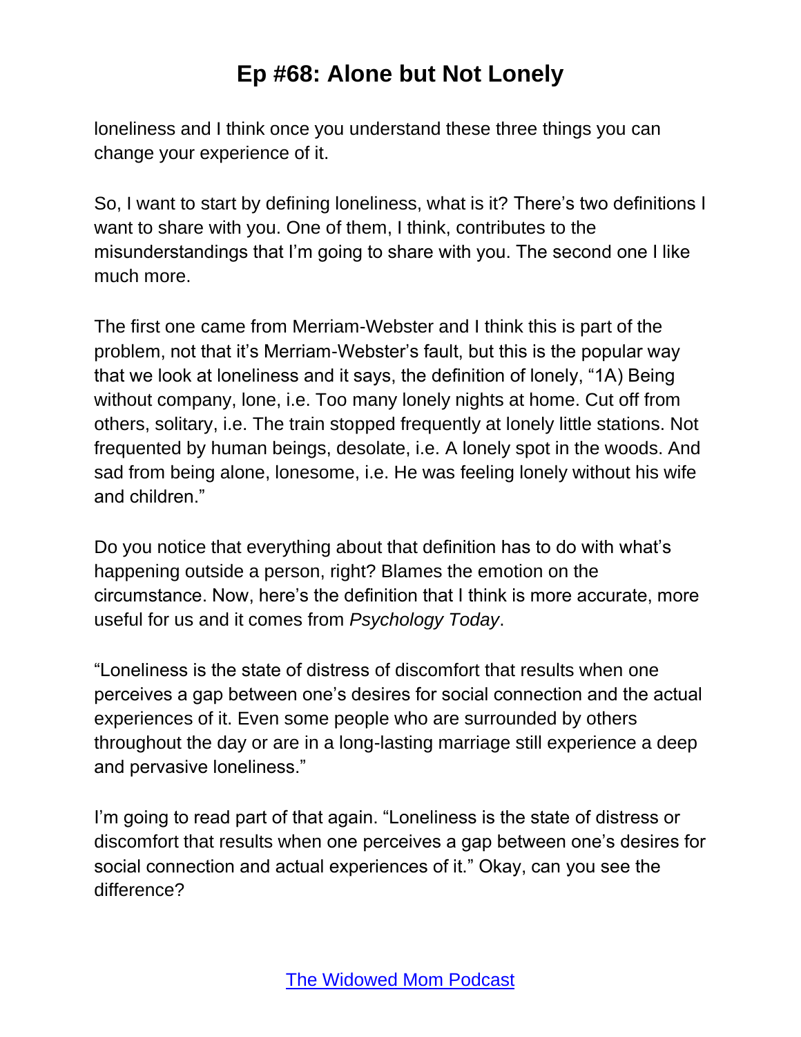loneliness and I think once you understand these three things you can change your experience of it.

So, I want to start by defining loneliness, what is it? There's two definitions I want to share with you. One of them, I think, contributes to the misunderstandings that I'm going to share with you. The second one I like much more.

The first one came from Merriam-Webster and I think this is part of the problem, not that it's Merriam-Webster's fault, but this is the popular way that we look at loneliness and it says, the definition of lonely, "1A) Being without company, lone, i.e. Too many lonely nights at home. Cut off from others, solitary, i.e. The train stopped frequently at lonely little stations. Not frequented by human beings, desolate, i.e. A lonely spot in the woods. And sad from being alone, lonesome, i.e. He was feeling lonely without his wife and children."

Do you notice that everything about that definition has to do with what's happening outside a person, right? Blames the emotion on the circumstance. Now, here's the definition that I think is more accurate, more useful for us and it comes from *Psychology Today*.

"Loneliness is the state of distress of discomfort that results when one perceives a gap between one's desires for social connection and the actual experiences of it. Even some people who are surrounded by others throughout the day or are in a long-lasting marriage still experience a deep and pervasive loneliness."

I'm going to read part of that again. "Loneliness is the state of distress or discomfort that results when one perceives a gap between one's desires for social connection and actual experiences of it." Okay, can you see the difference?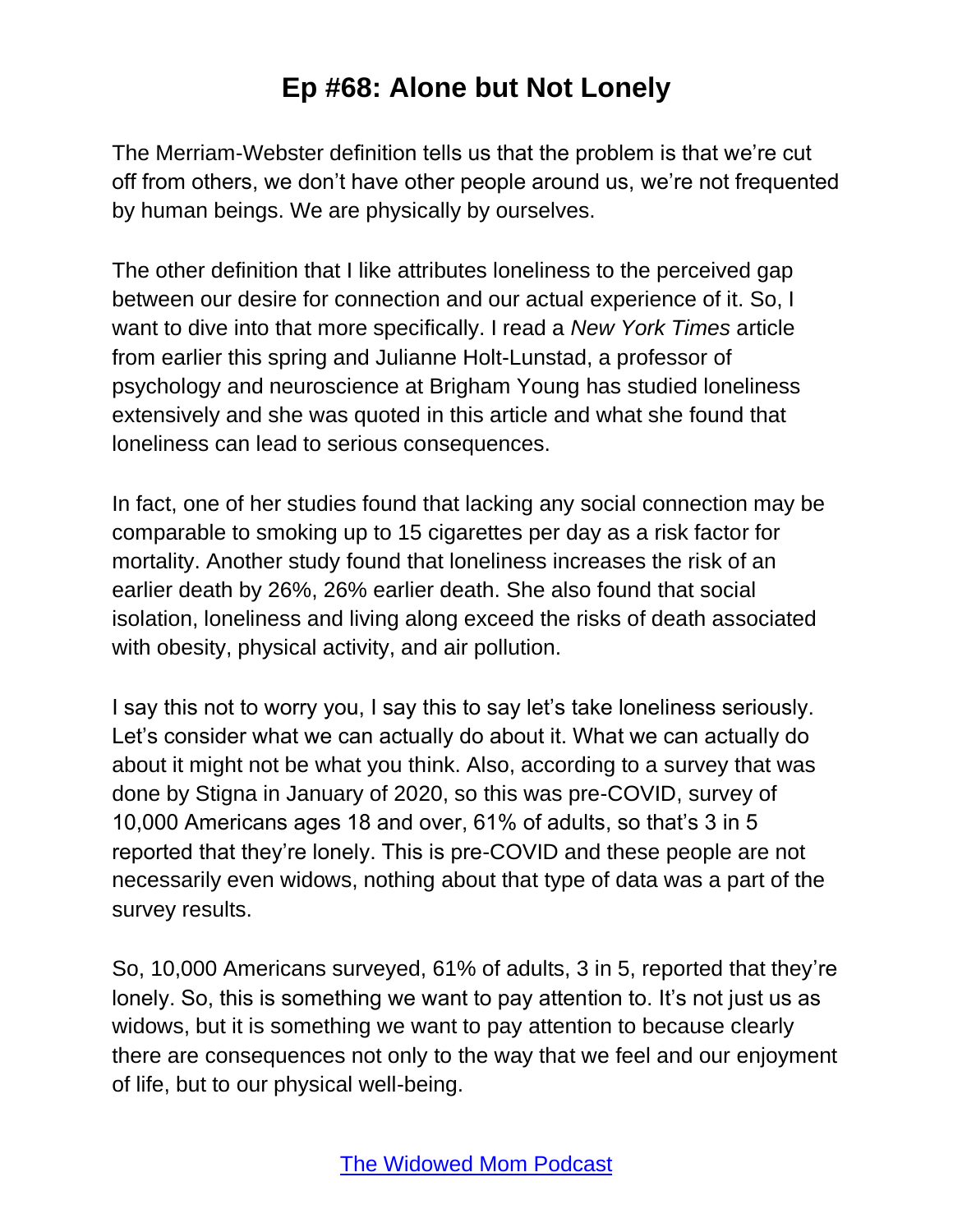The Merriam-Webster definition tells us that the problem is that we're cut off from others, we don't have other people around us, we're not frequented by human beings. We are physically by ourselves.

The other definition that I like attributes loneliness to the perceived gap between our desire for connection and our actual experience of it. So, I want to dive into that more specifically. I read a *New York Times* article from earlier this spring and Julianne Holt-Lunstad, a professor of psychology and neuroscience at Brigham Young has studied loneliness extensively and she was quoted in this article and what she found that loneliness can lead to serious consequences.

In fact, one of her studies found that lacking any social connection may be comparable to smoking up to 15 cigarettes per day as a risk factor for mortality. Another study found that loneliness increases the risk of an earlier death by 26%, 26% earlier death. She also found that social isolation, loneliness and living along exceed the risks of death associated with obesity, physical activity, and air pollution.

I say this not to worry you, I say this to say let's take loneliness seriously. Let's consider what we can actually do about it. What we can actually do about it might not be what you think. Also, according to a survey that was done by Stigna in January of 2020, so this was pre-COVID, survey of 10,000 Americans ages 18 and over, 61% of adults, so that's 3 in 5 reported that they're lonely. This is pre-COVID and these people are not necessarily even widows, nothing about that type of data was a part of the survey results.

So, 10,000 Americans surveyed, 61% of adults, 3 in 5, reported that they're lonely. So, this is something we want to pay attention to. It's not just us as widows, but it is something we want to pay attention to because clearly there are consequences not only to the way that we feel and our enjoyment of life, but to our physical well-being.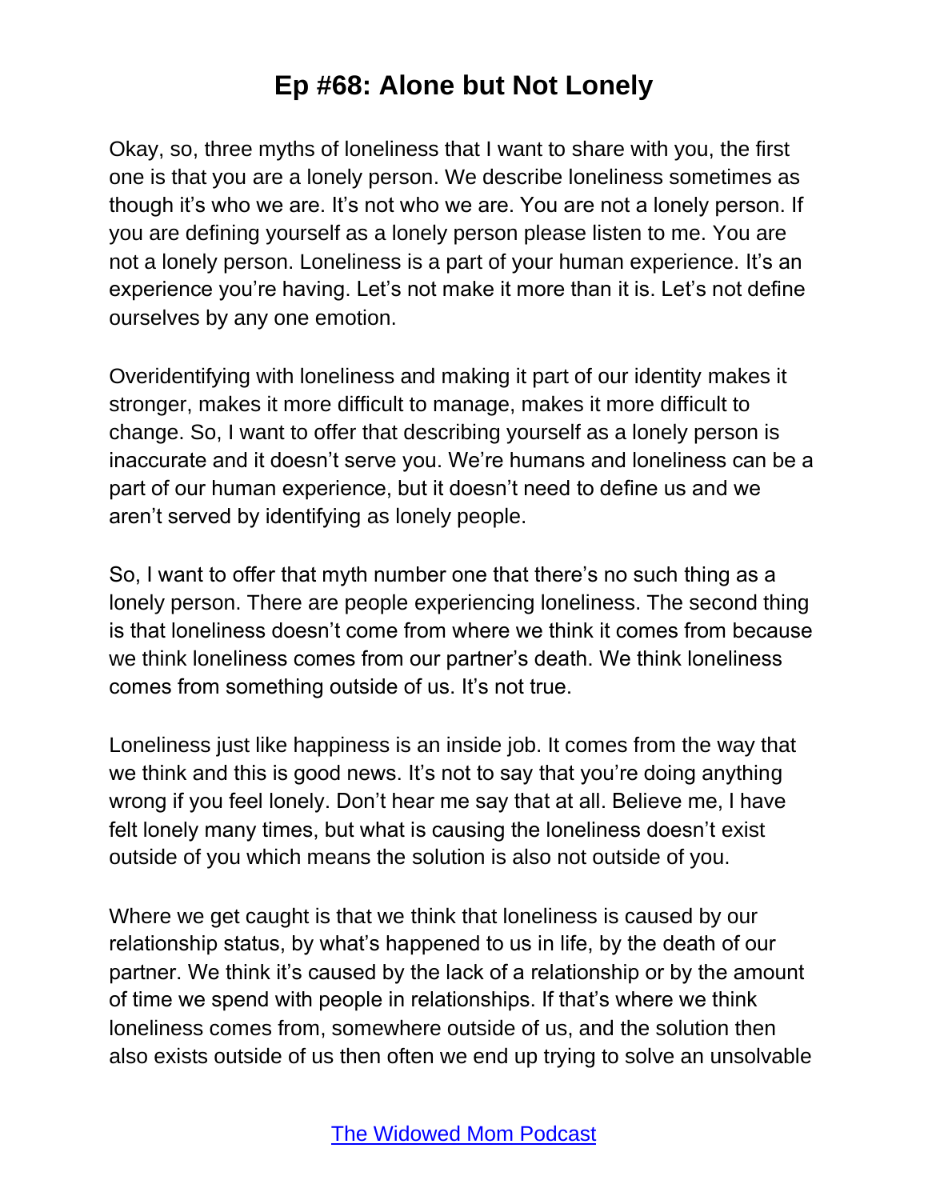Okay, so, three myths of loneliness that I want to share with you, the first one is that you are a lonely person. We describe loneliness sometimes as though it's who we are. It's not who we are. You are not a lonely person. If you are defining yourself as a lonely person please listen to me. You are not a lonely person. Loneliness is a part of your human experience. It's an experience you're having. Let's not make it more than it is. Let's not define ourselves by any one emotion.

Overidentifying with loneliness and making it part of our identity makes it stronger, makes it more difficult to manage, makes it more difficult to change. So, I want to offer that describing yourself as a lonely person is inaccurate and it doesn't serve you. We're humans and loneliness can be a part of our human experience, but it doesn't need to define us and we aren't served by identifying as lonely people.

So, I want to offer that myth number one that there's no such thing as a lonely person. There are people experiencing loneliness. The second thing is that loneliness doesn't come from where we think it comes from because we think loneliness comes from our partner's death. We think loneliness comes from something outside of us. It's not true.

Loneliness just like happiness is an inside job. It comes from the way that we think and this is good news. It's not to say that you're doing anything wrong if you feel lonely. Don't hear me say that at all. Believe me, I have felt lonely many times, but what is causing the loneliness doesn't exist outside of you which means the solution is also not outside of you.

Where we get caught is that we think that loneliness is caused by our relationship status, by what's happened to us in life, by the death of our partner. We think it's caused by the lack of a relationship or by the amount of time we spend with people in relationships. If that's where we think loneliness comes from, somewhere outside of us, and the solution then also exists outside of us then often we end up trying to solve an unsolvable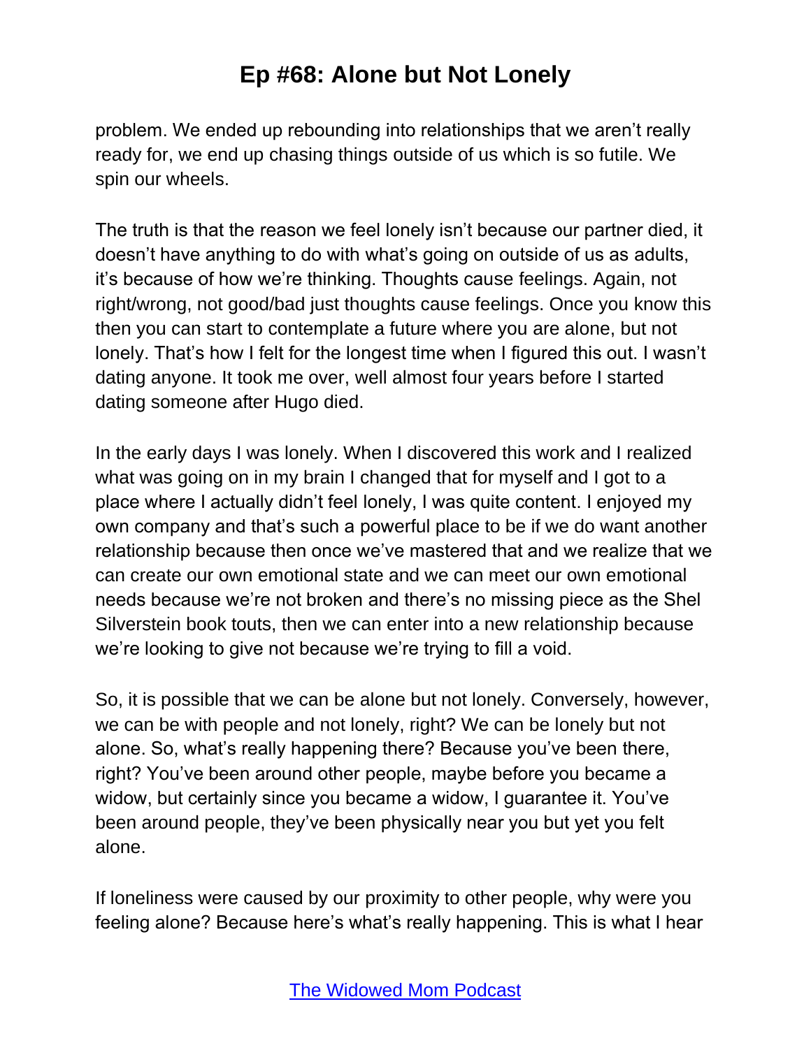problem. We ended up rebounding into relationships that we aren't really ready for, we end up chasing things outside of us which is so futile. We spin our wheels.

The truth is that the reason we feel lonely isn't because our partner died, it doesn't have anything to do with what's going on outside of us as adults, it's because of how we're thinking. Thoughts cause feelings. Again, not right/wrong, not good/bad just thoughts cause feelings. Once you know this then you can start to contemplate a future where you are alone, but not lonely. That's how I felt for the longest time when I figured this out. I wasn't dating anyone. It took me over, well almost four years before I started dating someone after Hugo died.

In the early days I was lonely. When I discovered this work and I realized what was going on in my brain I changed that for myself and I got to a place where I actually didn't feel lonely, I was quite content. I enjoyed my own company and that's such a powerful place to be if we do want another relationship because then once we've mastered that and we realize that we can create our own emotional state and we can meet our own emotional needs because we're not broken and there's no missing piece as the Shel Silverstein book touts, then we can enter into a new relationship because we're looking to give not because we're trying to fill a void.

So, it is possible that we can be alone but not lonely. Conversely, however, we can be with people and not lonely, right? We can be lonely but not alone. So, what's really happening there? Because you've been there, right? You've been around other people, maybe before you became a widow, but certainly since you became a widow, I guarantee it. You've been around people, they've been physically near you but yet you felt alone.

If loneliness were caused by our proximity to other people, why were you feeling alone? Because here's what's really happening. This is what I hear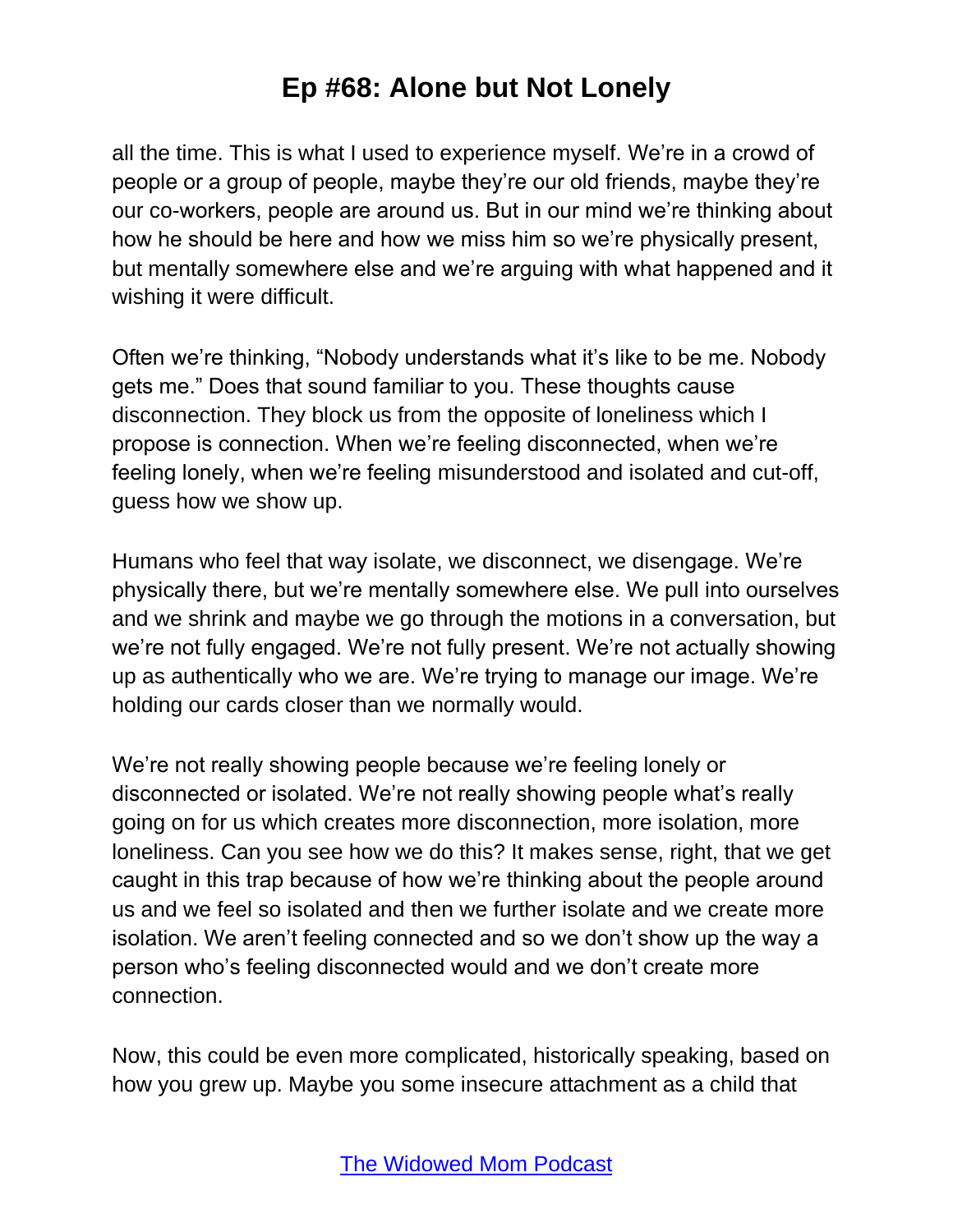all the time. This is what I used to experience myself. We're in a crowd of people or a group of people, maybe they're our old friends, maybe they're our co-workers, people are around us. But in our mind we're thinking about how he should be here and how we miss him so we're physically present, but mentally somewhere else and we're arguing with what happened and it wishing it were difficult.

Often we're thinking, "Nobody understands what it's like to be me. Nobody gets me." Does that sound familiar to you. These thoughts cause disconnection. They block us from the opposite of loneliness which I propose is connection. When we're feeling disconnected, when we're feeling lonely, when we're feeling misunderstood and isolated and cut-off, guess how we show up.

Humans who feel that way isolate, we disconnect, we disengage. We're physically there, but we're mentally somewhere else. We pull into ourselves and we shrink and maybe we go through the motions in a conversation, but we're not fully engaged. We're not fully present. We're not actually showing up as authentically who we are. We're trying to manage our image. We're holding our cards closer than we normally would.

We're not really showing people because we're feeling lonely or disconnected or isolated. We're not really showing people what's really going on for us which creates more disconnection, more isolation, more loneliness. Can you see how we do this? It makes sense, right, that we get caught in this trap because of how we're thinking about the people around us and we feel so isolated and then we further isolate and we create more isolation. We aren't feeling connected and so we don't show up the way a person who's feeling disconnected would and we don't create more connection.

Now, this could be even more complicated, historically speaking, based on how you grew up. Maybe you some insecure attachment as a child that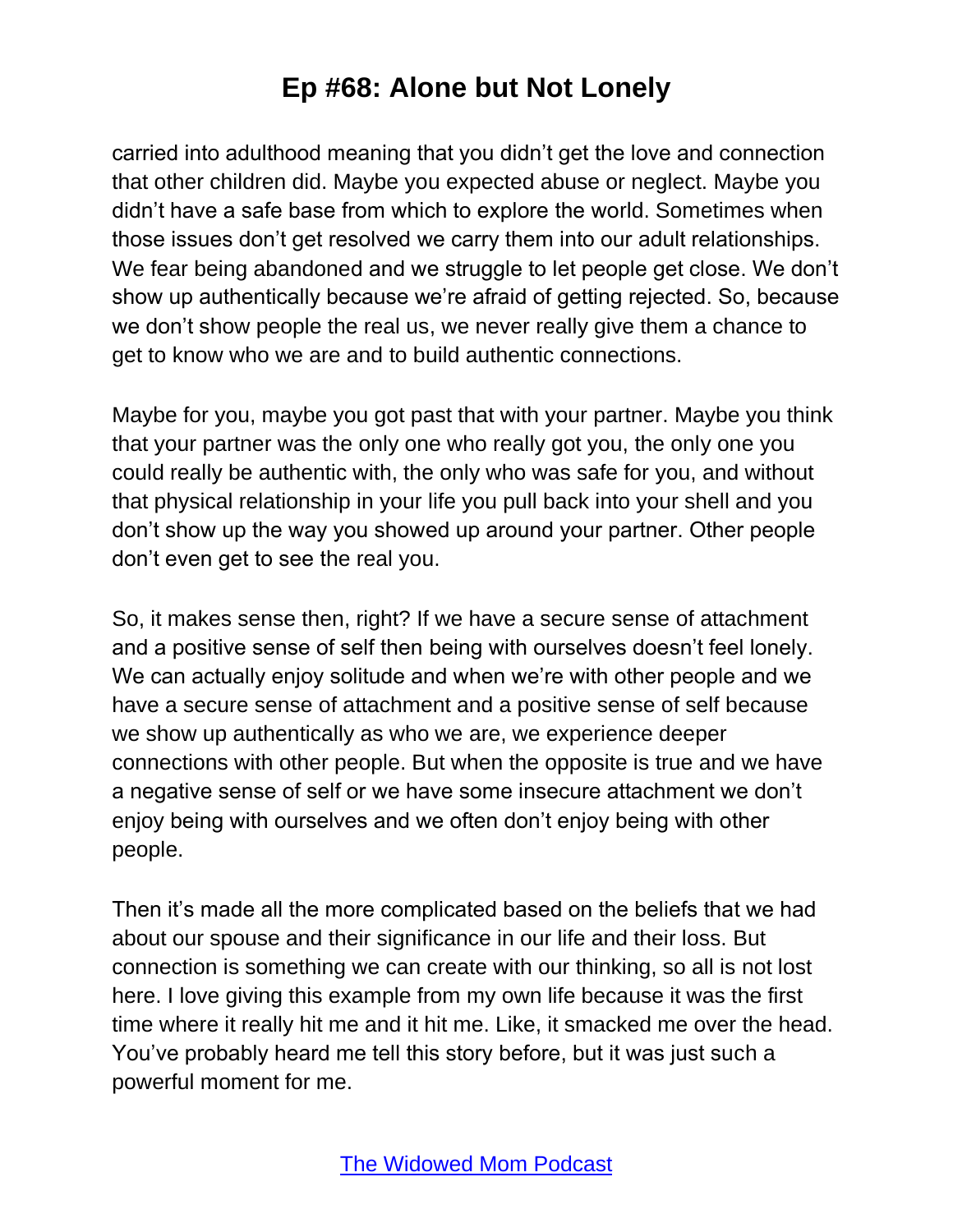carried into adulthood meaning that you didn't get the love and connection that other children did. Maybe you expected abuse or neglect. Maybe you didn't have a safe base from which to explore the world. Sometimes when those issues don't get resolved we carry them into our adult relationships. We fear being abandoned and we struggle to let people get close. We don't show up authentically because we're afraid of getting rejected. So, because we don't show people the real us, we never really give them a chance to get to know who we are and to build authentic connections.

Maybe for you, maybe you got past that with your partner. Maybe you think that your partner was the only one who really got you, the only one you could really be authentic with, the only who was safe for you, and without that physical relationship in your life you pull back into your shell and you don't show up the way you showed up around your partner. Other people don't even get to see the real you.

So, it makes sense then, right? If we have a secure sense of attachment and a positive sense of self then being with ourselves doesn't feel lonely. We can actually enjoy solitude and when we're with other people and we have a secure sense of attachment and a positive sense of self because we show up authentically as who we are, we experience deeper connections with other people. But when the opposite is true and we have a negative sense of self or we have some insecure attachment we don't enjoy being with ourselves and we often don't enjoy being with other people.

Then it's made all the more complicated based on the beliefs that we had about our spouse and their significance in our life and their loss. But connection is something we can create with our thinking, so all is not lost here. I love giving this example from my own life because it was the first time where it really hit me and it hit me. Like, it smacked me over the head. You've probably heard me tell this story before, but it was just such a powerful moment for me.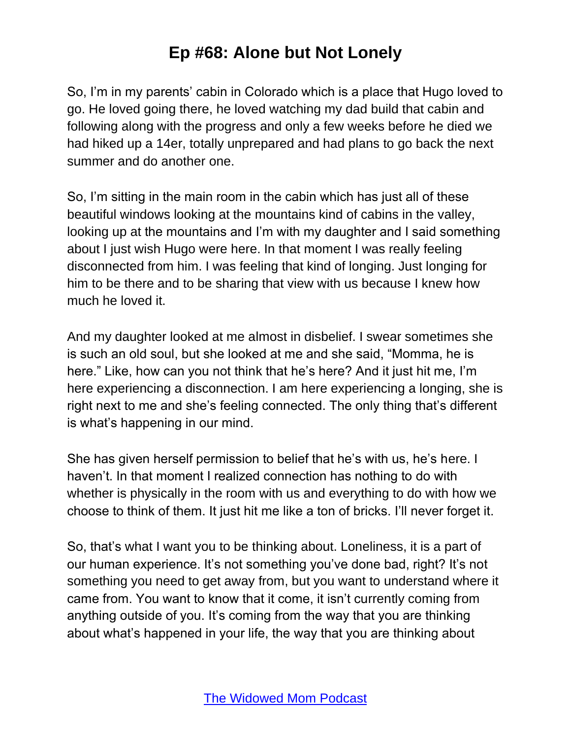So, I'm in my parents' cabin in Colorado which is a place that Hugo loved to go. He loved going there, he loved watching my dad build that cabin and following along with the progress and only a few weeks before he died we had hiked up a 14er, totally unprepared and had plans to go back the next summer and do another one.

So, I'm sitting in the main room in the cabin which has just all of these beautiful windows looking at the mountains kind of cabins in the valley, looking up at the mountains and I'm with my daughter and I said something about I just wish Hugo were here. In that moment I was really feeling disconnected from him. I was feeling that kind of longing. Just longing for him to be there and to be sharing that view with us because I knew how much he loved it.

And my daughter looked at me almost in disbelief. I swear sometimes she is such an old soul, but she looked at me and she said, "Momma, he is here." Like, how can you not think that he's here? And it just hit me, I'm here experiencing a disconnection. I am here experiencing a longing, she is right next to me and she's feeling connected. The only thing that's different is what's happening in our mind.

She has given herself permission to belief that he's with us, he's here. I haven't. In that moment I realized connection has nothing to do with whether is physically in the room with us and everything to do with how we choose to think of them. It just hit me like a ton of bricks. I'll never forget it.

So, that's what I want you to be thinking about. Loneliness, it is a part of our human experience. It's not something you've done bad, right? It's not something you need to get away from, but you want to understand where it came from. You want to know that it come, it isn't currently coming from anything outside of you. It's coming from the way that you are thinking about what's happened in your life, the way that you are thinking about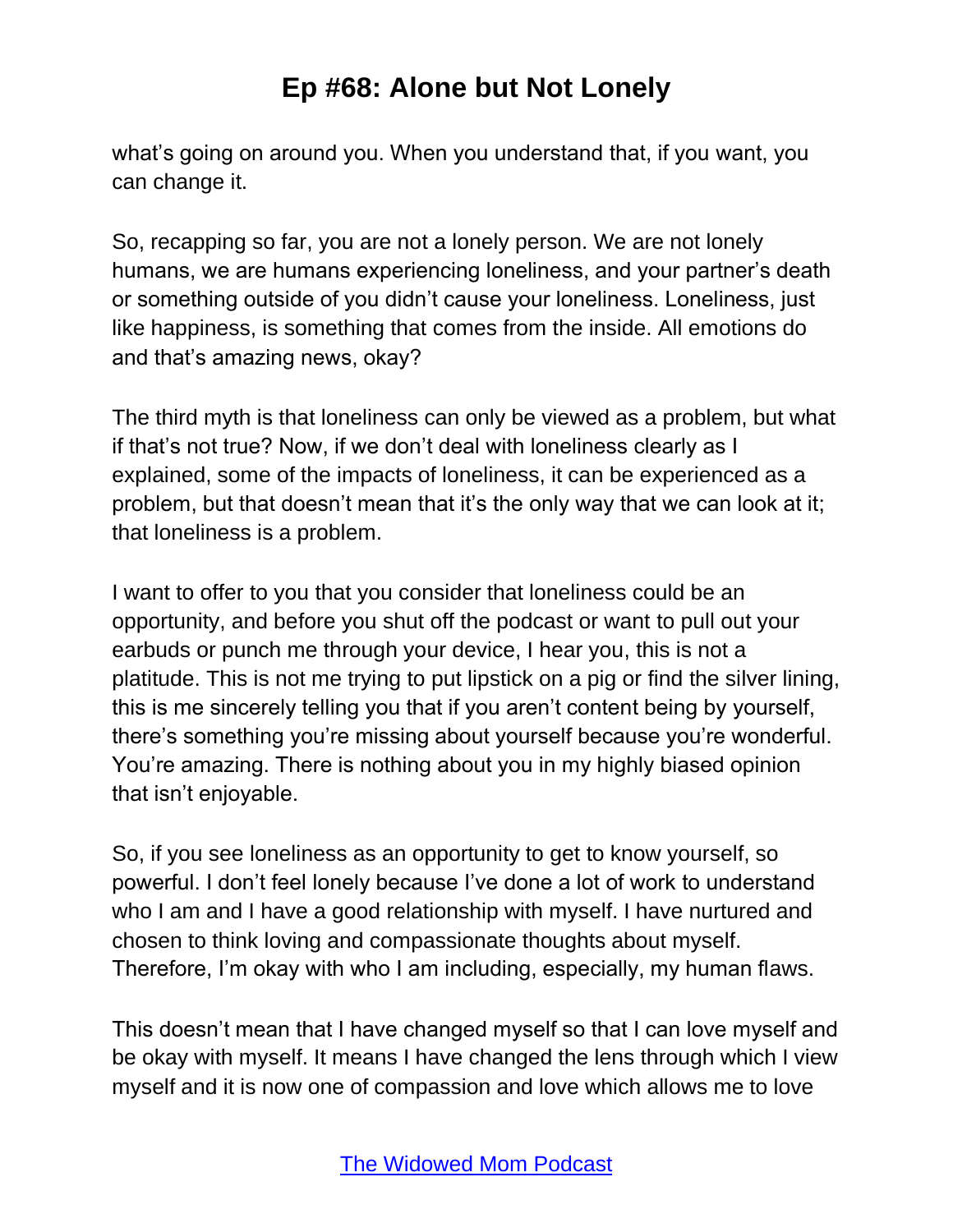what's going on around you. When you understand that, if you want, you can change it.

So, recapping so far, you are not a lonely person. We are not lonely humans, we are humans experiencing loneliness, and your partner's death or something outside of you didn't cause your loneliness. Loneliness, just like happiness, is something that comes from the inside. All emotions do and that's amazing news, okay?

The third myth is that loneliness can only be viewed as a problem, but what if that's not true? Now, if we don't deal with loneliness clearly as I explained, some of the impacts of loneliness, it can be experienced as a problem, but that doesn't mean that it's the only way that we can look at it; that loneliness is a problem.

I want to offer to you that you consider that loneliness could be an opportunity, and before you shut off the podcast or want to pull out your earbuds or punch me through your device, I hear you, this is not a platitude. This is not me trying to put lipstick on a pig or find the silver lining, this is me sincerely telling you that if you aren't content being by yourself, there's something you're missing about yourself because you're wonderful. You're amazing. There is nothing about you in my highly biased opinion that isn't enjoyable.

So, if you see loneliness as an opportunity to get to know yourself, so powerful. I don't feel lonely because I've done a lot of work to understand who I am and I have a good relationship with myself. I have nurtured and chosen to think loving and compassionate thoughts about myself. Therefore, I'm okay with who I am including, especially, my human flaws.

This doesn't mean that I have changed myself so that I can love myself and be okay with myself. It means I have changed the lens through which I view myself and it is now one of compassion and love which allows me to love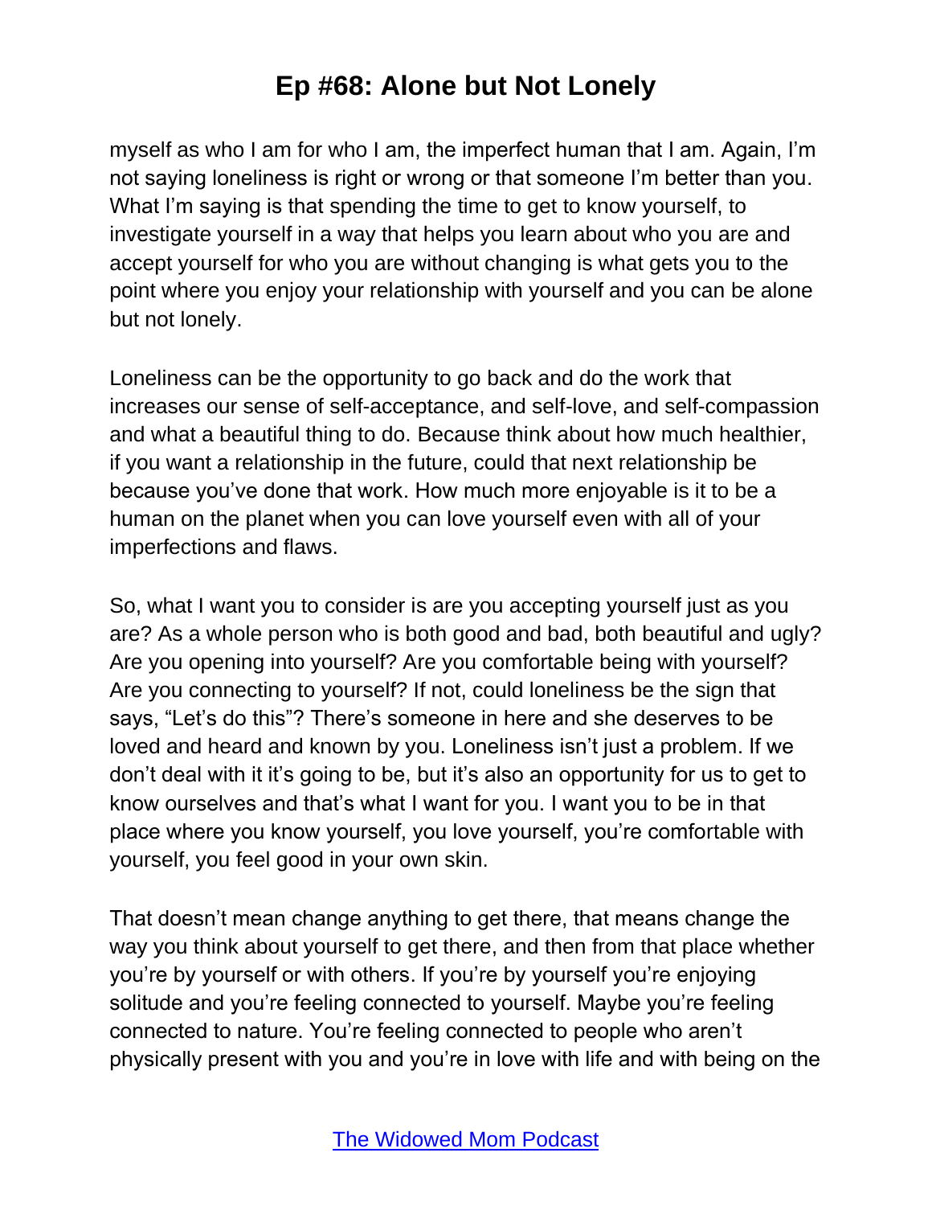myself as who I am for who I am, the imperfect human that I am. Again, I'm not saying loneliness is right or wrong or that someone I'm better than you. What I'm saying is that spending the time to get to know yourself, to investigate yourself in a way that helps you learn about who you are and accept yourself for who you are without changing is what gets you to the point where you enjoy your relationship with yourself and you can be alone but not lonely.

Loneliness can be the opportunity to go back and do the work that increases our sense of self-acceptance, and self-love, and self-compassion and what a beautiful thing to do. Because think about how much healthier, if you want a relationship in the future, could that next relationship be because you've done that work. How much more enjoyable is it to be a human on the planet when you can love yourself even with all of your imperfections and flaws.

So, what I want you to consider is are you accepting yourself just as you are? As a whole person who is both good and bad, both beautiful and ugly? Are you opening into yourself? Are you comfortable being with yourself? Are you connecting to yourself? If not, could loneliness be the sign that says, "Let's do this"? There's someone in here and she deserves to be loved and heard and known by you. Loneliness isn't just a problem. If we don't deal with it it's going to be, but it's also an opportunity for us to get to know ourselves and that's what I want for you. I want you to be in that place where you know yourself, you love yourself, you're comfortable with yourself, you feel good in your own skin.

That doesn't mean change anything to get there, that means change the way you think about yourself to get there, and then from that place whether you're by yourself or with others. If you're by yourself you're enjoying solitude and you're feeling connected to yourself. Maybe you're feeling connected to nature. You're feeling connected to people who aren't physically present with you and you're in love with life and with being on the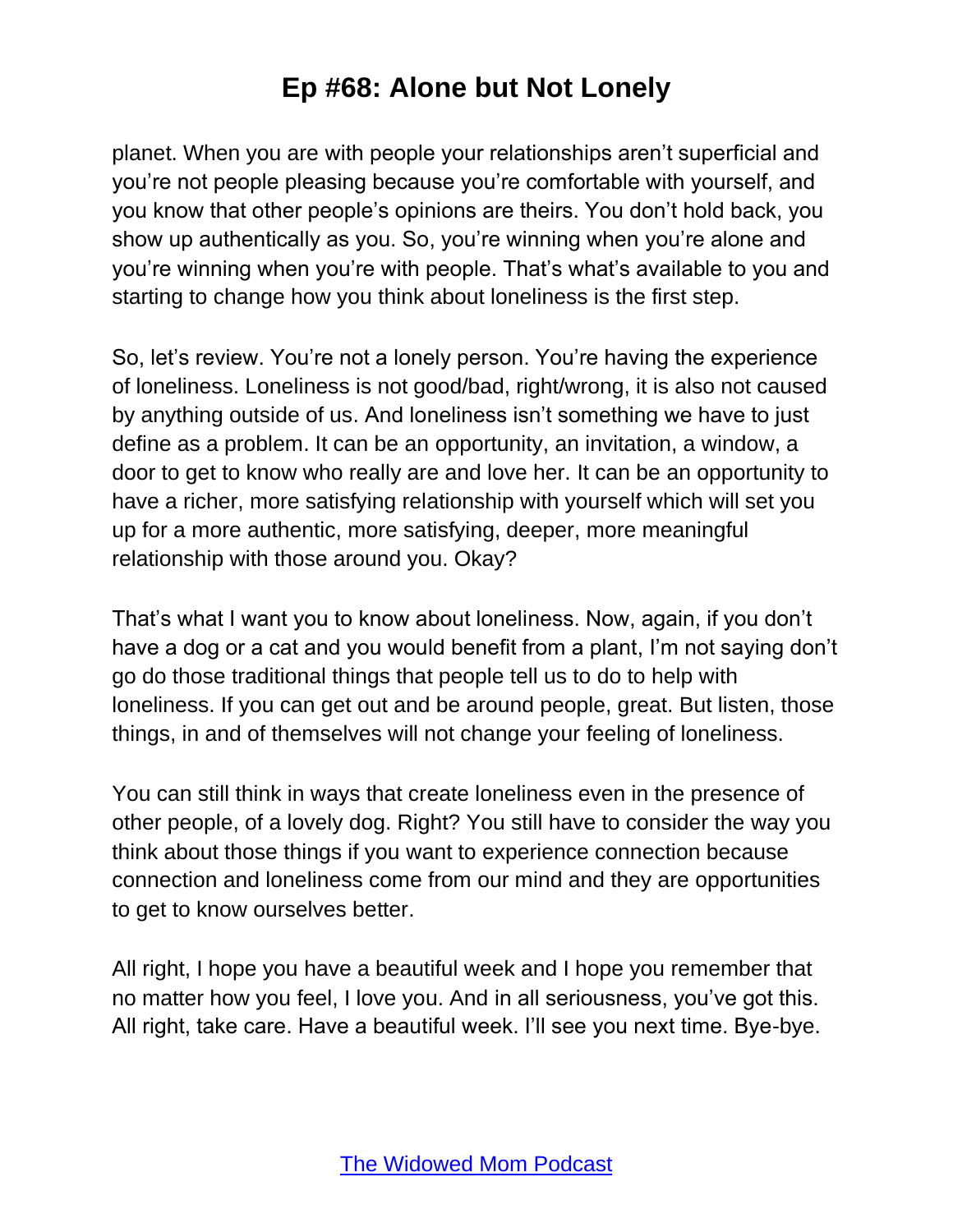planet. When you are with people your relationships aren't superficial and you're not people pleasing because you're comfortable with yourself, and you know that other people's opinions are theirs. You don't hold back, you show up authentically as you. So, you're winning when you're alone and you're winning when you're with people. That's what's available to you and starting to change how you think about loneliness is the first step.

So, let's review. You're not a lonely person. You're having the experience of loneliness. Loneliness is not good/bad, right/wrong, it is also not caused by anything outside of us. And loneliness isn't something we have to just define as a problem. It can be an opportunity, an invitation, a window, a door to get to know who really are and love her. It can be an opportunity to have a richer, more satisfying relationship with yourself which will set you up for a more authentic, more satisfying, deeper, more meaningful relationship with those around you. Okay?

That's what I want you to know about loneliness. Now, again, if you don't have a dog or a cat and you would benefit from a plant, I'm not saying don't go do those traditional things that people tell us to do to help with loneliness. If you can get out and be around people, great. But listen, those things, in and of themselves will not change your feeling of loneliness.

You can still think in ways that create loneliness even in the presence of other people, of a lovely dog. Right? You still have to consider the way you think about those things if you want to experience connection because connection and loneliness come from our mind and they are opportunities to get to know ourselves better.

All right, I hope you have a beautiful week and I hope you remember that no matter how you feel, I love you. And in all seriousness, you've got this. All right, take care. Have a beautiful week. I'll see you next time. Bye-bye.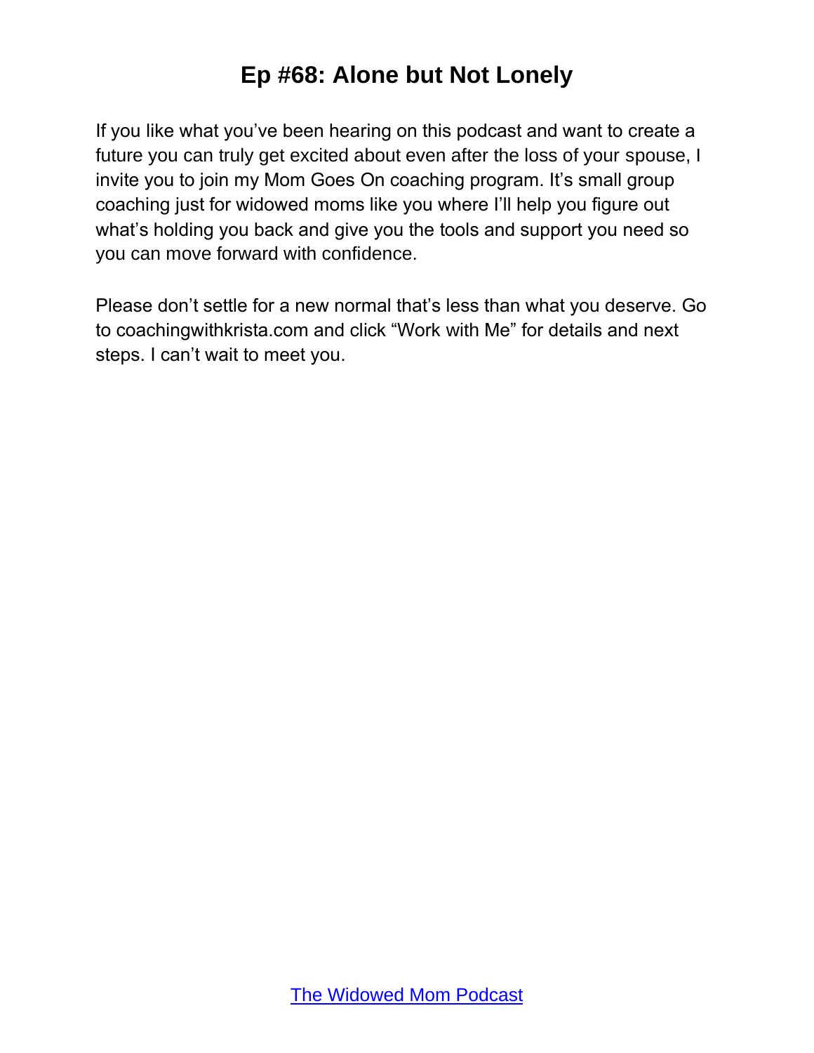# Ep #68: Alone but Not Lonely

If you like what you've been hearing on this podcast and want to create a future you can truly get excited about even after the loss of your spouse, I invite you to join my Mom Goes On coaching program. It's small group coaching just for widowed moms like you where I'll help you figure out what's holding you back and give you the tools and support you need so you can move forward with confidence.

Please don't settle for a new normal that's less than what you deserve. Go to coachingwithkrista.com and click "Work with Me" for details and next steps. I can't wait to meet you.